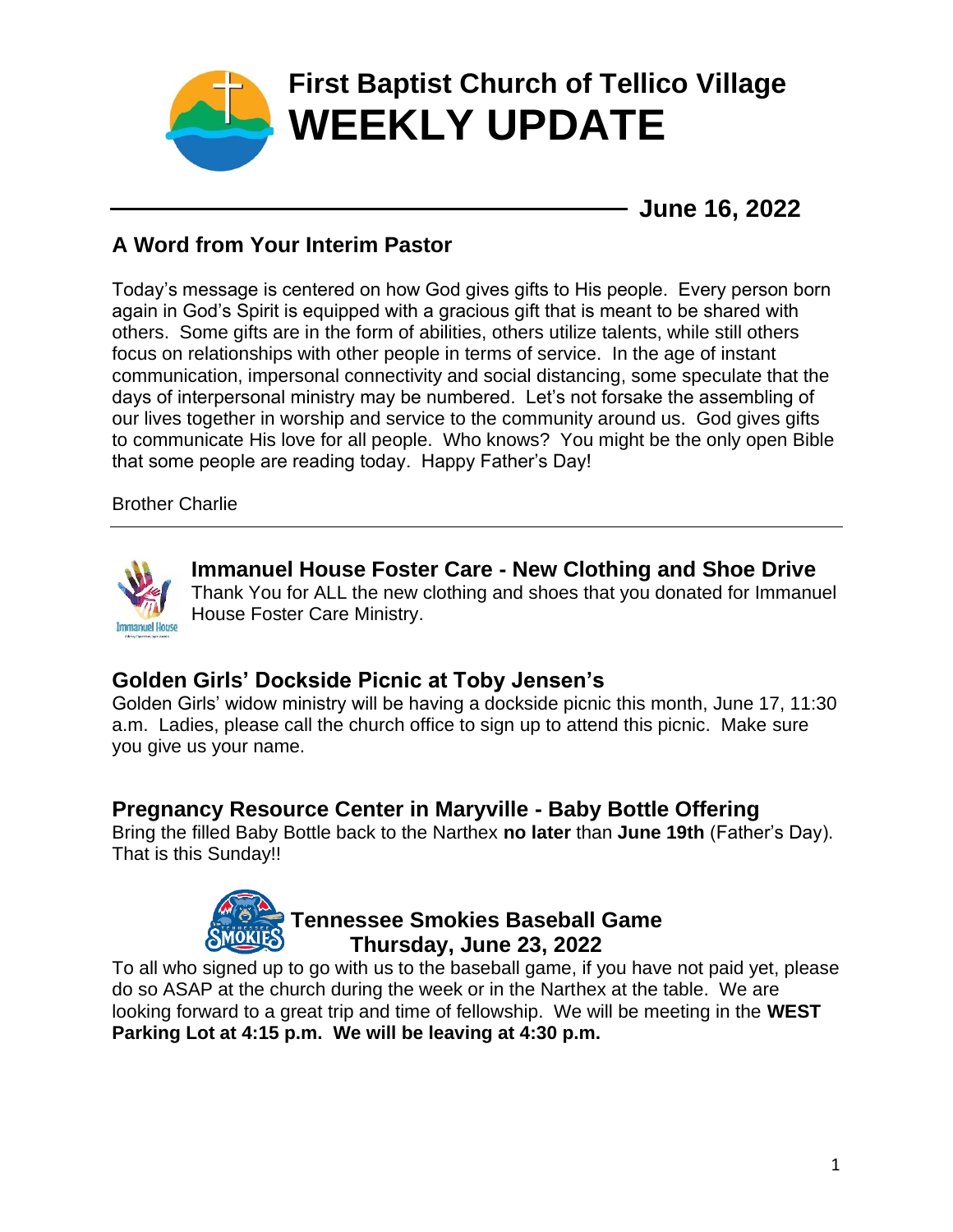# First Baptist Church of Tellico Village
# WEEKLY UPDATE

**June 16, 2022**

## A Word from Your Interim Pastor

Today's message is centered on how God gives gifts to His people. Every person born again in God's Spirit is equipped with a gracious gift that is meant to be shared with others. Some gifts are in the form of abilities, others utilize talents, while still others focus on relationships with other people in terms of service. In the age of instant communication, impersonal connectivity and social distancing, some speculate that the days of interpersonal ministry may be numbered. Let's not forsake the assembling of our lives together in worship and service to the community around us. God gives gifts to communicate His love for all people. Who knows? You might be the only open Bible that some people are reading today. Happy Father's Day!

Brother Charlie

---

## Immanuel House Foster Care - New Clothing and Shoe Drive

Thank You for ALL the new clothing and shoes that you donated for Immanuel House Foster Care Ministry.

## Golden Girls' Dockside Picnic at Toby Jensen's

Golden Girls' widow ministry will be having a dockside picnic this month, June 17, 11:30 a.m. Ladies, please call the church office to sign up to attend this picnic. Make sure you give us your name.

## Pregnancy Resource Center in Maryville - Baby Bottle Offering

Bring the filled Baby Bottle back to the Narthex **no later** than **June 19th** (Father's Day). That is this Sunday!!

## Tennessee Smokies Baseball Game
## Thursday, June 23, 2022

To all who signed up to go with us to the baseball game, if you have not paid yet, please do so ASAP at the church during the week or in the Narthex at the table. We are looking forward to a great trip and time of fellowship. We will be meeting in the **WEST Parking Lot at 4:15 p.m. We will be leaving at 4:30 p.m.**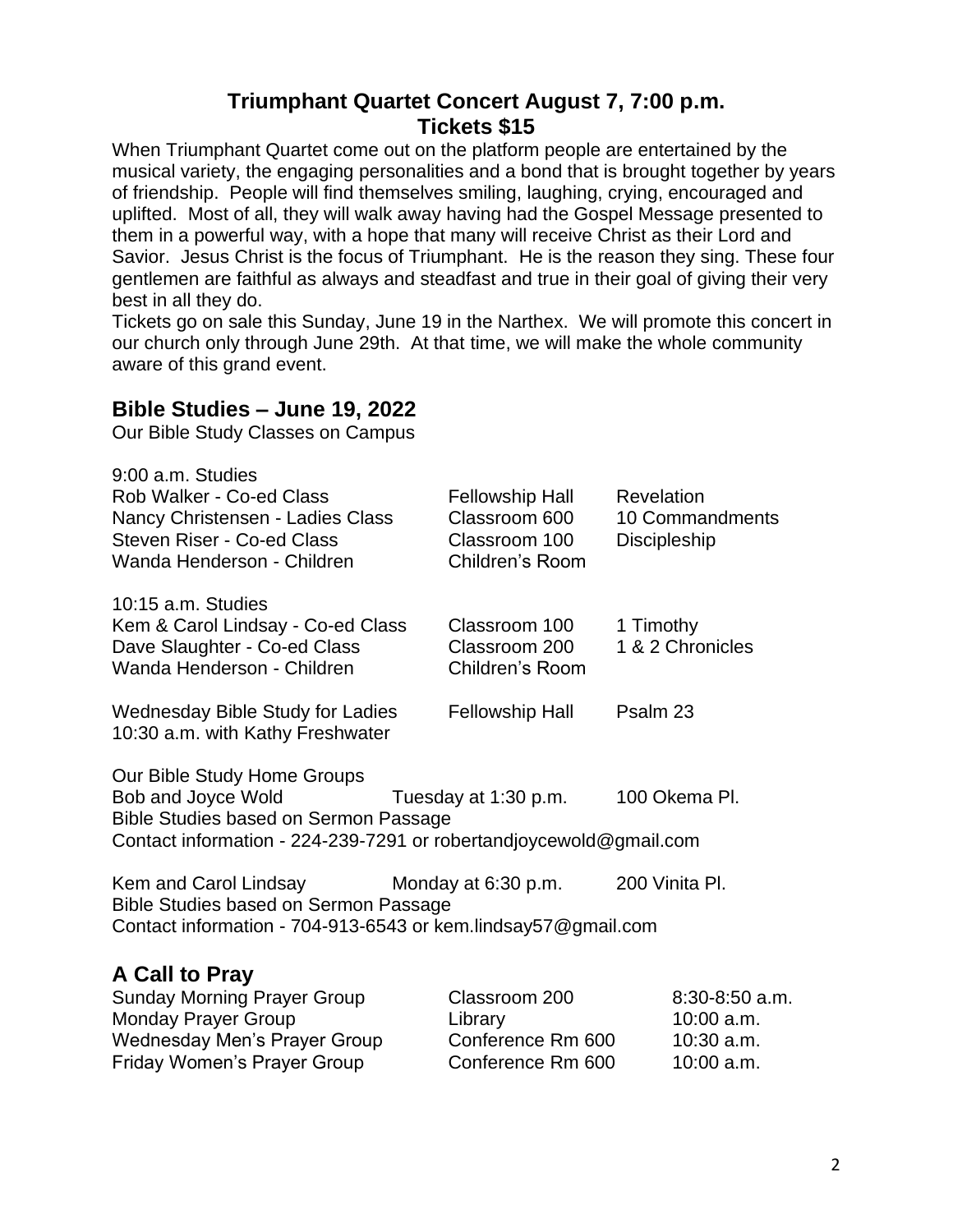## Triumphant Quartet Concert August 7, 7:00 p.m.
## Tickets $15

When Triumphant Quartet come out on the platform people are entertained by the musical variety, the engaging personalities and a bond that is brought together by years of friendship. People will find themselves smiling, laughing, crying, encouraged and uplifted. Most of all, they will walk away having had the Gospel Message presented to them in a powerful way, with a hope that many will receive Christ as their Lord and Savior. Jesus Christ is the focus of Triumphant. He is the reason they sing. These four gentlemen are faithful as always and steadfast and true in their goal of giving their very best in all they do.

Tickets go on sale this Sunday, June 19 in the Narthex. We will promote this concert in our church only through June 29th. At that time, we will make the whole community aware of this grand event.

## Bible Studies – June 19, 2022

Our Bible Study Classes on Campus

**9:00 a.m. Studies**

| Teacher / Class | Location | Topic |
|---|---|---|
| Rob Walker - Co-ed Class | Fellowship Hall | Revelation |
| Nancy Christensen - Ladies Class | Classroom 600 | 10 Commandments |
| Steven Riser - Co-ed Class | Classroom 100 | Discipleship |
| Wanda Henderson - Children | Children's Room | |

**10:15 a.m. Studies**

| Teacher / Class | Location | Topic |
|---|---|---|
| Kem & Carol Lindsay - Co-ed Class | Classroom 100 | 1 Timothy |
| Dave Slaughter - Co-ed Class | Classroom 200 | 1 & 2 Chronicles |
| Wanda Henderson - Children | Children's Room | |

| Study | Location | Topic |
|---|---|---|
| Wednesday Bible Study for Ladies 10:30 a.m. with Kathy Freshwater | Fellowship Hall | Psalm 23 |

**Our Bible Study Home Groups**

Bob and Joyce Wold — Tuesday at 1:30 p.m. — 100 Okema Pl.
Bible Studies based on Sermon Passage
Contact information - 224-239-7291 or robertandjoycewold@gmail.com

Kem and Carol Lindsay — Monday at 6:30 p.m. — 200 Vinita Pl.
Bible Studies based on Sermon Passage
Contact information - 704-913-6543 or kem.lindsay57@gmail.com

## A Call to Pray

| Group | Location | Time |
|---|---|---|
| Sunday Morning Prayer Group | Classroom 200 | 8:30-8:50 a.m. |
| Monday Prayer Group | Library | 10:00 a.m. |
| Wednesday Men's Prayer Group | Conference Rm 600 | 10:30 a.m. |
| Friday Women's Prayer Group | Conference Rm 600 | 10:00 a.m. |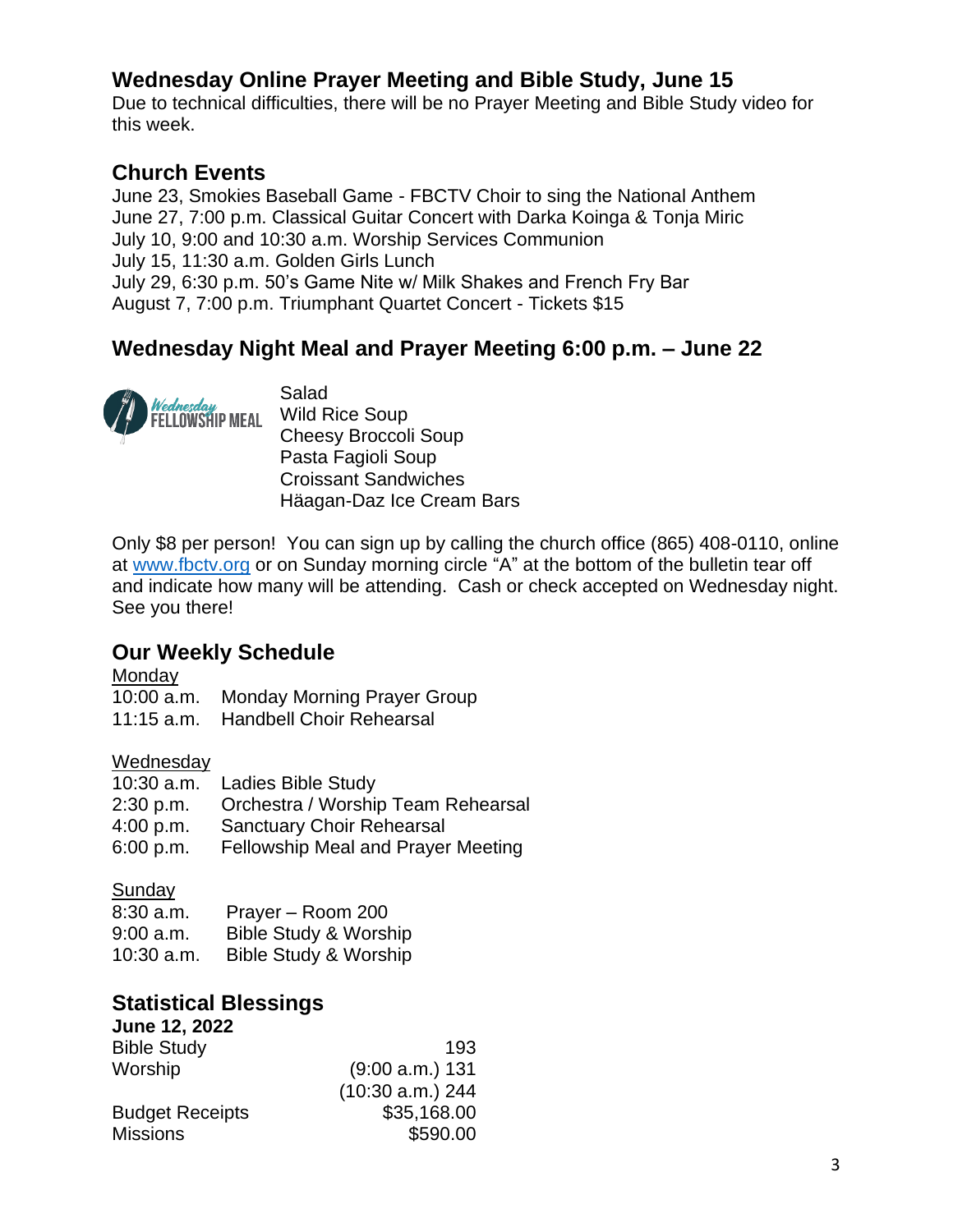## Wednesday Online Prayer Meeting and Bible Study, June 15

Due to technical difficulties, there will be no Prayer Meeting and Bible Study video for this week.

## Church Events

June 23, Smokies Baseball Game - FBCTV Choir to sing the National Anthem
June 27, 7:00 p.m. Classical Guitar Concert with Darka Koinga & Tonja Miric
July 10, 9:00 and 10:30 a.m. Worship Services Communion
July 15, 11:30 a.m. Golden Girls Lunch
July 29, 6:30 p.m. 50's Game Nite w/ Milk Shakes and French Fry Bar
August 7, 7:00 p.m. Triumphant Quartet Concert - Tickets $15

## Wednesday Night Meal and Prayer Meeting 6:00 p.m. – June 22

Wednesday FELLOWSHIP MEAL

Salad
Wild Rice Soup
Cheesy Broccoli Soup
Pasta Fagioli Soup
Croissant Sandwiches
Häagan-Daz Ice Cream Bars

Only $8 per person! You can sign up by calling the church office (865) 408-0110, online at www.fbctv.org or on Sunday morning circle "A" at the bottom of the bulletin tear off and indicate how many will be attending. Cash or check accepted on Wednesday night. See you there!

## Our Weekly Schedule

Monday

| | |
|---|---|
| 10:00 a.m. | Monday Morning Prayer Group |
| 11:15 a.m. | Handbell Choir Rehearsal |

Wednesday

| | |
|---|---|
| 10:30 a.m. | Ladies Bible Study |
| 2:30 p.m. | Orchestra / Worship Team Rehearsal |
| 4:00 p.m. | Sanctuary Choir Rehearsal |
| 6:00 p.m. | Fellowship Meal and Prayer Meeting |

Sunday

| | |
|---|---|
| 8:30 a.m. | Prayer – Room 200 |
| 9:00 a.m. | Bible Study & Worship |
| 10:30 a.m. | Bible Study & Worship |

## Statistical Blessings

**June 12, 2022**

| | |
|---|---|
| Bible Study | 193 |
| Worship | (9:00 a.m.) 131 |
| | (10:30 a.m.) 244 |
| Budget Receipts | $35,168.00 |
| Missions | $590.00 |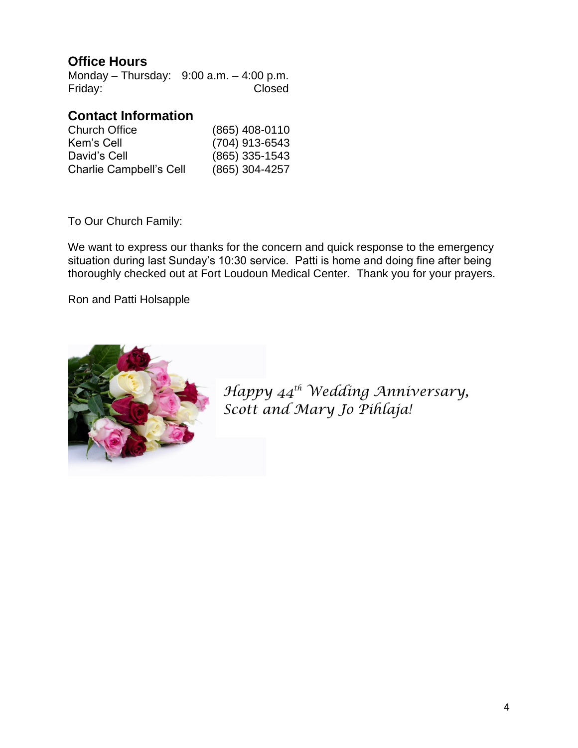## Office Hours

| | |
|---|---|
| Monday – Thursday: | 9:00 a.m. – 4:00 p.m. |
| Friday: | Closed |

## Contact Information

| | |
|---|---|
| Church Office | (865) 408-0110 |
| Kem's Cell | (704) 913-6543 |
| David's Cell | (865) 335-1543 |
| Charlie Campbell's Cell | (865) 304-4257 |

To Our Church Family:

We want to express our thanks for the concern and quick response to the emergency situation during last Sunday's 10:30 service. Patti is home and doing fine after being thoroughly checked out at Fort Loudoun Medical Center. Thank you for your prayers.

Ron and Patti Holsapple

*Happy 44th Wedding Anniversary, Scott and Mary Jo Pihlaja!*